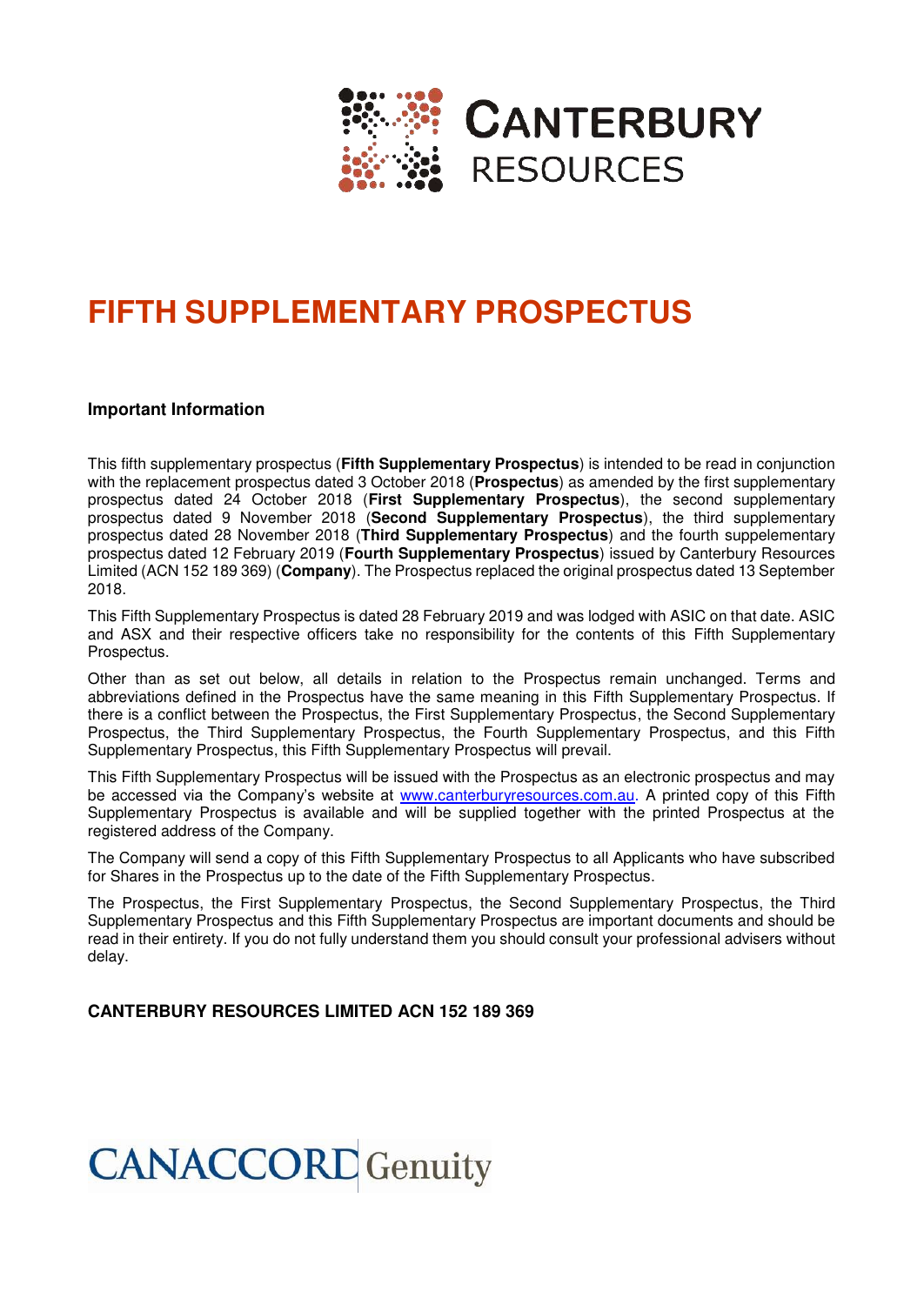CANTERBURY RESOURCES

# FIFTH SUPPLEMENTARY PROSPECTUS

**Important Information**

This fifth supplementary prospectus (**Fifth Supplementary Prospectus**) is intended to be read in conjunction with the replacement prospectus dated 3 October 2018 (**Prospectus**) as amended by the first supplementary prospectus dated 24 October 2018 (**First Supplementary Prospectus**), the second supplementary prospectus dated 9 November 2018 (**Second Supplementary Prospectus**), the third supplementary prospectus dated 28 November 2018 (**Third Supplementary Prospectus**) and the fourth supepelementary prospectus dated 12 February 2019 (**Fourth Supplementary Prospectus**) issued by Canterbury Resources Limited (ACN 152 189 369) (**Company**). The Prospectus replaced the original prospectus dated 13 September 2018.

This Fifth Supplementary Prospectus is dated 28 February 2019 and was lodged with ASIC on that date. ASIC and ASX and their respective officers take no responsibility for the contents of this Fifth Supplementary Prospectus.

Other than as set out below, all details in relation to the Prospectus remain unchanged. Terms and abbreviations defined in the Prospectus have the same meaning in this Fifth Supplementary Prospectus. If there is a conflict between the Prospectus, the First Supplementary Prospectus, the Second Supplementary Prospectus, the Third Supplementary Prospectus, the Fourth Supplementary Prospectus, and this Fifth Supplementary Prospectus, this Fifth Supplementary Prospectus will prevail.

This Fifth Supplementary Prospectus will be issued with the Prospectus as an electronic prospectus and may be accessed via the Company's website at www.canterburyresources.com.au. A printed copy of this Fifth Supplementary Prospectus is available and will be supplied together with the printed Prospectus at the registered address of the Company.

The Company will send a copy of this Fifth Supplementary Prospectus to all Applicants who have subscribed for Shares in the Prospectus up to the date of the Fifth Supplementary Prospectus.

The Prospectus, the First Supplementary Prospectus, the Second Supplementary Prospectus, the Third Supplementary Prospectus and this Fifth Supplementary Prospectus are important documents and should be read in their entirety. If you do not fully understand them you should consult your professional advisers without delay.

**CANTERBURY RESOURCES LIMITED ACN 152 189 369**

CANACCORD Genuity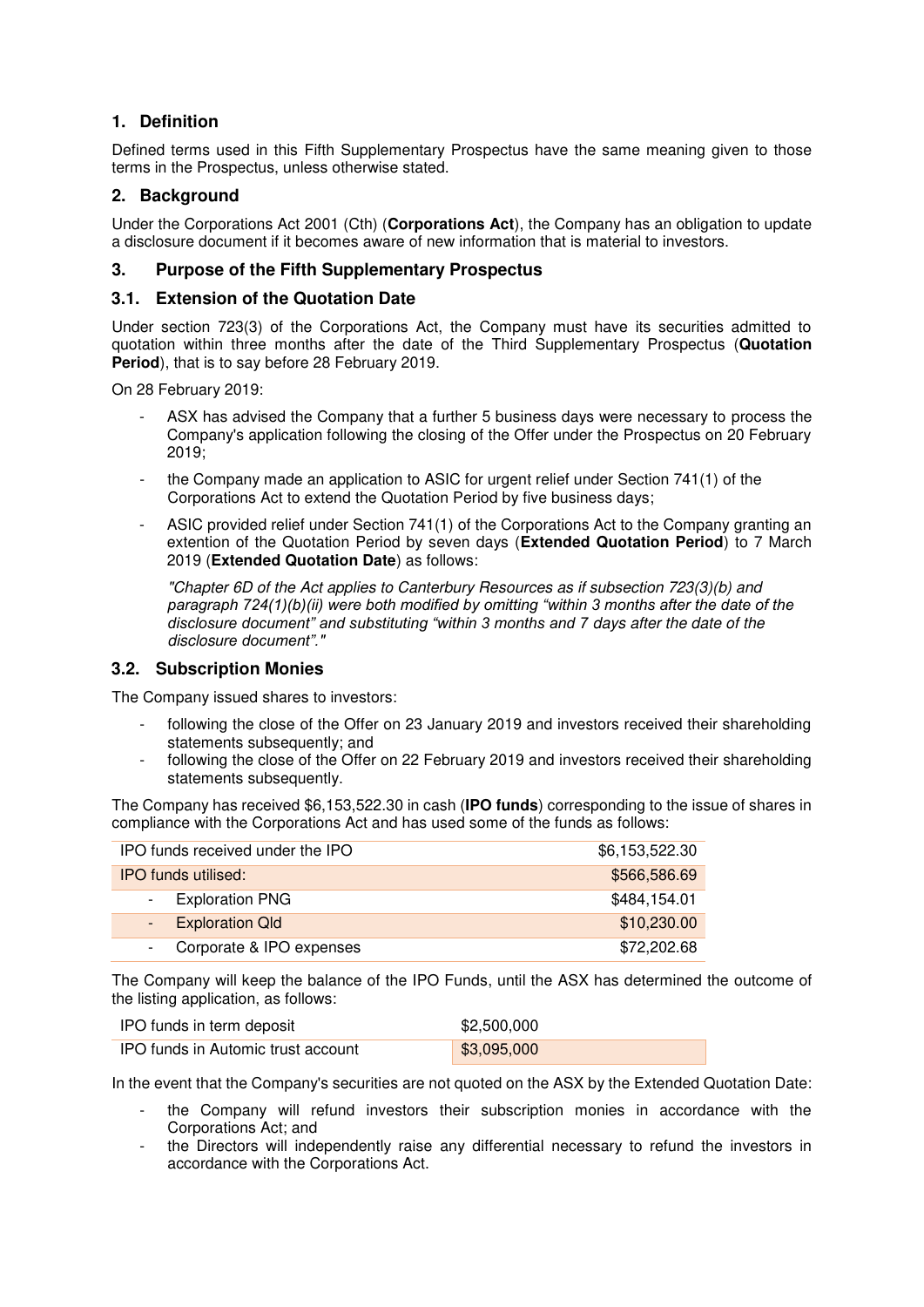## 1. Definition

Defined terms used in this Fifth Supplementary Prospectus have the same meaning given to those terms in the Prospectus, unless otherwise stated.

## 2. Background

Under the Corporations Act 2001 (Cth) (**Corporations Act**), the Company has an obligation to update a disclosure document if it becomes aware of new information that is material to investors.

## 3. Purpose of the Fifth Supplementary Prospectus

### 3.1. Extension of the Quotation Date

Under section 723(3) of the Corporations Act, the Company must have its securities admitted to quotation within three months after the date of the Third Supplementary Prospectus (**Quotation Period**), that is to say before 28 February 2019.

On 28 February 2019:

- ASX has advised the Company that a further 5 business days were necessary to process the Company's application following the closing of the Offer under the Prospectus on 20 February 2019;
- the Company made an application to ASIC for urgent relief under Section 741(1) of the Corporations Act to extend the Quotation Period by five business days;
- ASIC provided relief under Section 741(1) of the Corporations Act to the Company granting an extention of the Quotation Period by seven days (**Extended Quotation Period**) to 7 March 2019 (**Extended Quotation Date**) as follows:

  *"Chapter 6D of the Act applies to Canterbury Resources as if subsection 723(3)(b) and paragraph 724(1)(b)(ii) were both modified by omitting "within 3 months after the date of the disclosure document" and substituting "within 3 months and 7 days after the date of the disclosure document"."*

### 3.2. Subscription Monies

The Company issued shares to investors:

- following the close of the Offer on 23 January 2019 and investors received their shareholding statements subsequently; and
- following the close of the Offer on 22 February 2019 and investors received their shareholding statements subsequently.

The Company has received $6,153,522.30 in cash (**IPO funds**) corresponding to the issue of shares in compliance with the Corporations Act and has used some of the funds as follows:

| | |
|---|---|
| IPO funds received under the IPO | $6,153,522.30 |
| IPO funds utilised: | $566,586.69 |
| - Exploration PNG | $484,154.01 |
| - Exploration Qld | $10,230.00 |
| - Corporate & IPO expenses | $72,202.68 |

The Company will keep the balance of the IPO Funds, until the ASX has determined the outcome of the listing application, as follows:

| | |
|---|---|
| IPO funds in term deposit | $2,500,000 |
| IPO funds in Automic trust account | $3,095,000 |

In the event that the Company's securities are not quoted on the ASX by the Extended Quotation Date:

- the Company will refund investors their subscription monies in accordance with the Corporations Act; and
- the Directors will independently raise any differential necessary to refund the investors in accordance with the Corporations Act.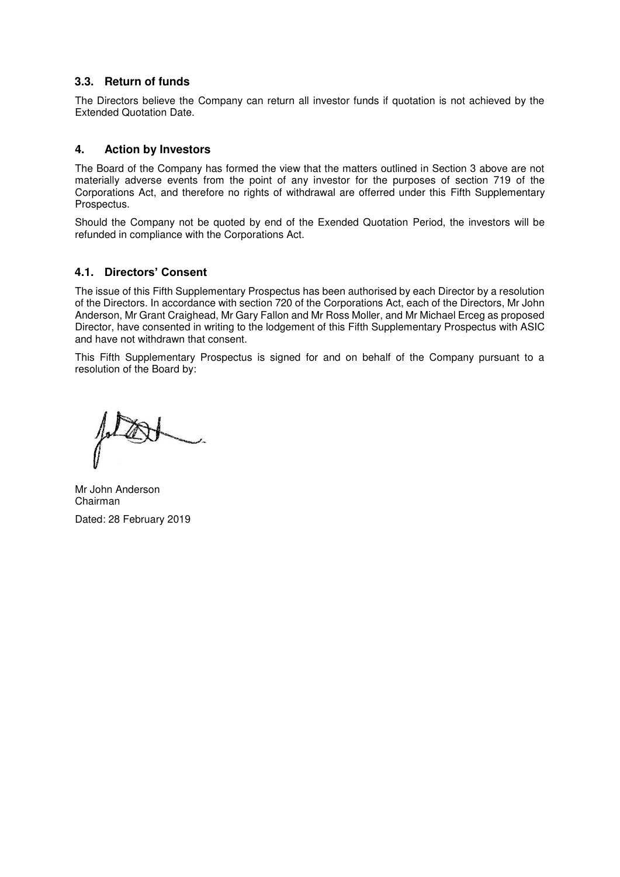### 3.3. Return of funds

The Directors believe the Company can return all investor funds if quotation is not achieved by the Extended Quotation Date.

## 4. Action by Investors

The Board of the Company has formed the view that the matters outlined in Section 3 above are not materially adverse events from the point of any investor for the purposes of section 719 of the Corporations Act, and therefore no rights of withdrawal are offerred under this Fifth Supplementary Prospectus.

Should the Company not be quoted by end of the Exended Quotation Period, the investors will be refunded in compliance with the Corporations Act.

### 4.1. Directors' Consent

The issue of this Fifth Supplementary Prospectus has been authorised by each Director by a resolution of the Directors. In accordance with section 720 of the Corporations Act, each of the Directors, Mr John Anderson, Mr Grant Craighead, Mr Gary Fallon and Mr Ross Moller, and Mr Michael Erceg as proposed Director, have consented in writing to the lodgement of this Fifth Supplementary Prospectus with ASIC and have not withdrawn that consent.

This Fifth Supplementary Prospectus is signed for and on behalf of the Company pursuant to a resolution of the Board by:

Mr John Anderson
Chairman

Dated: 28 February 2019